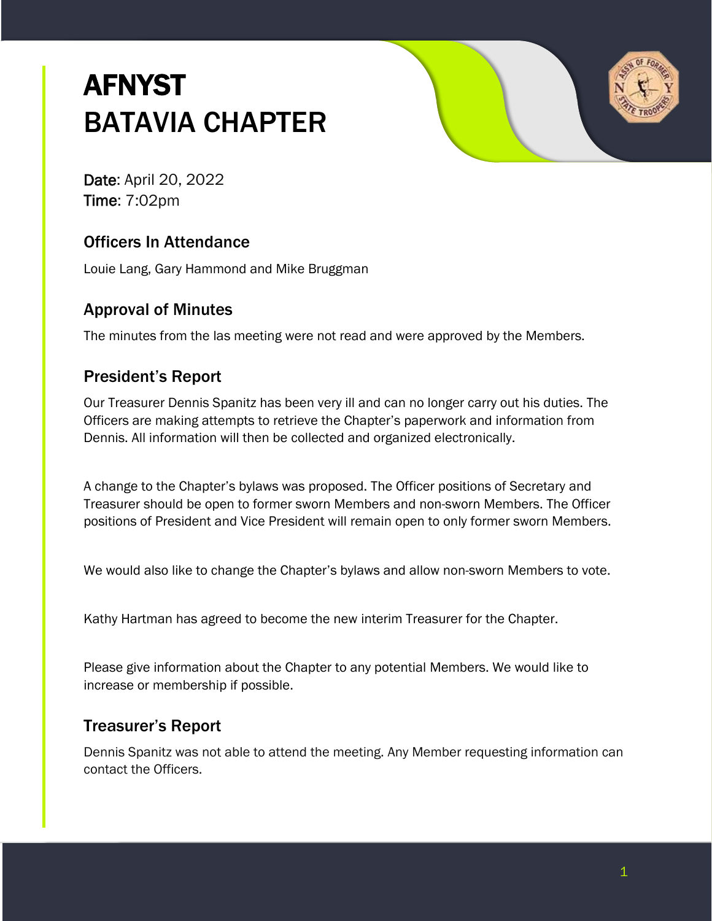# AFNYST
# BATAVIA CHAPTER

**Date**: April 20, 2022
**Time**: 7:02pm

## Officers In Attendance

Louie Lang, Gary Hammond and Mike Bruggman

## Approval of Minutes

The minutes from the las meeting were not read and were approved by the Members.

## President's Report

Our Treasurer Dennis Spanitz has been very ill and can no longer carry out his duties. The Officers are making attempts to retrieve the Chapter's paperwork and information from Dennis. All information will then be collected and organized electronically.

A change to the Chapter's bylaws was proposed. The Officer positions of Secretary and Treasurer should be open to former sworn Members and non-sworn Members. The Officer positions of President and Vice President will remain open to only former sworn Members.

We would also like to change the Chapter's bylaws and allow non-sworn Members to vote.

Kathy Hartman has agreed to become the new interim Treasurer for the Chapter.

Please give information about the Chapter to any potential Members. We would like to increase or membership if possible.

## Treasurer's Report

Dennis Spanitz was not able to attend the meeting. Any Member requesting information can contact the Officers.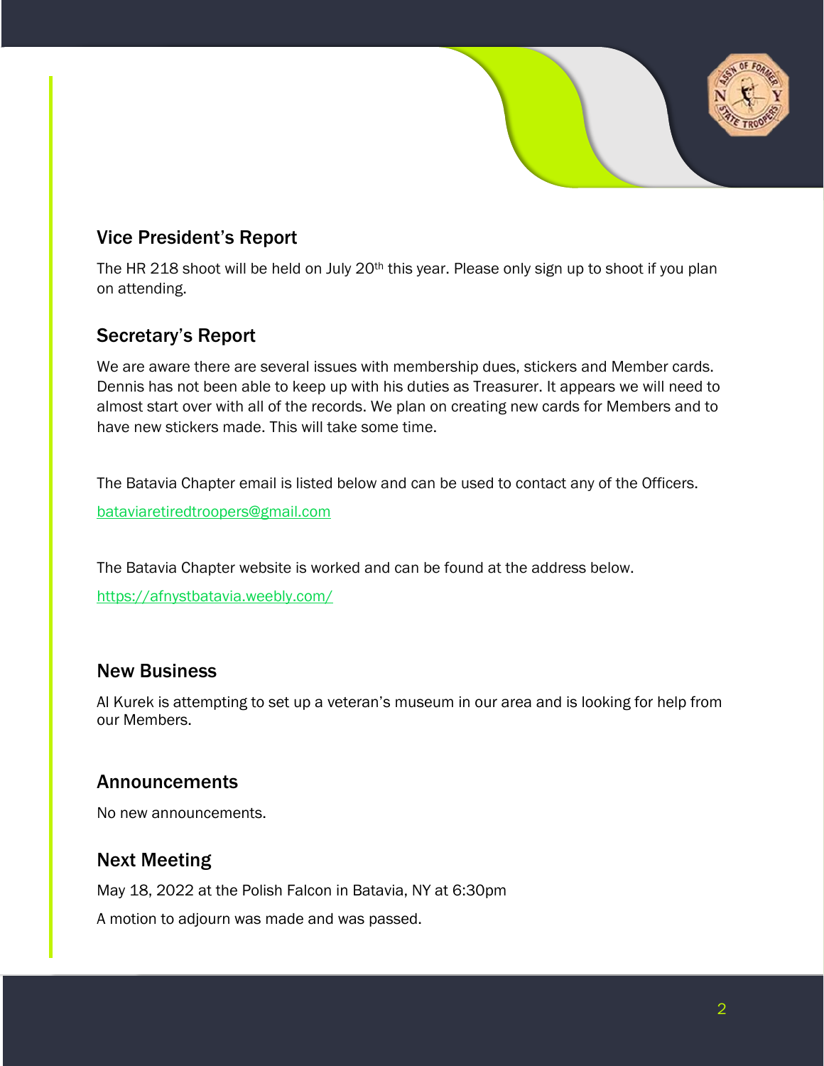## Vice President's Report

The HR 218 shoot will be held on July 20th this year. Please only sign up to shoot if you plan on attending.

## Secretary's Report

We are aware there are several issues with membership dues, stickers and Member cards. Dennis has not been able to keep up with his duties as Treasurer. It appears we will need to almost start over with all of the records. We plan on creating new cards for Members and to have new stickers made. This will take some time.

The Batavia Chapter email is listed below and can be used to contact any of the Officers.

bataviaretiredtroopers@gmail.com

The Batavia Chapter website is worked and can be found at the address below.

https://afnystbatavia.weebly.com/

## New Business

Al Kurek is attempting to set up a veteran's museum in our area and is looking for help from our Members.

## Announcements

No new announcements.

## Next Meeting

May 18, 2022 at the Polish Falcon in Batavia, NY at 6:30pm

A motion to adjourn was made and was passed.